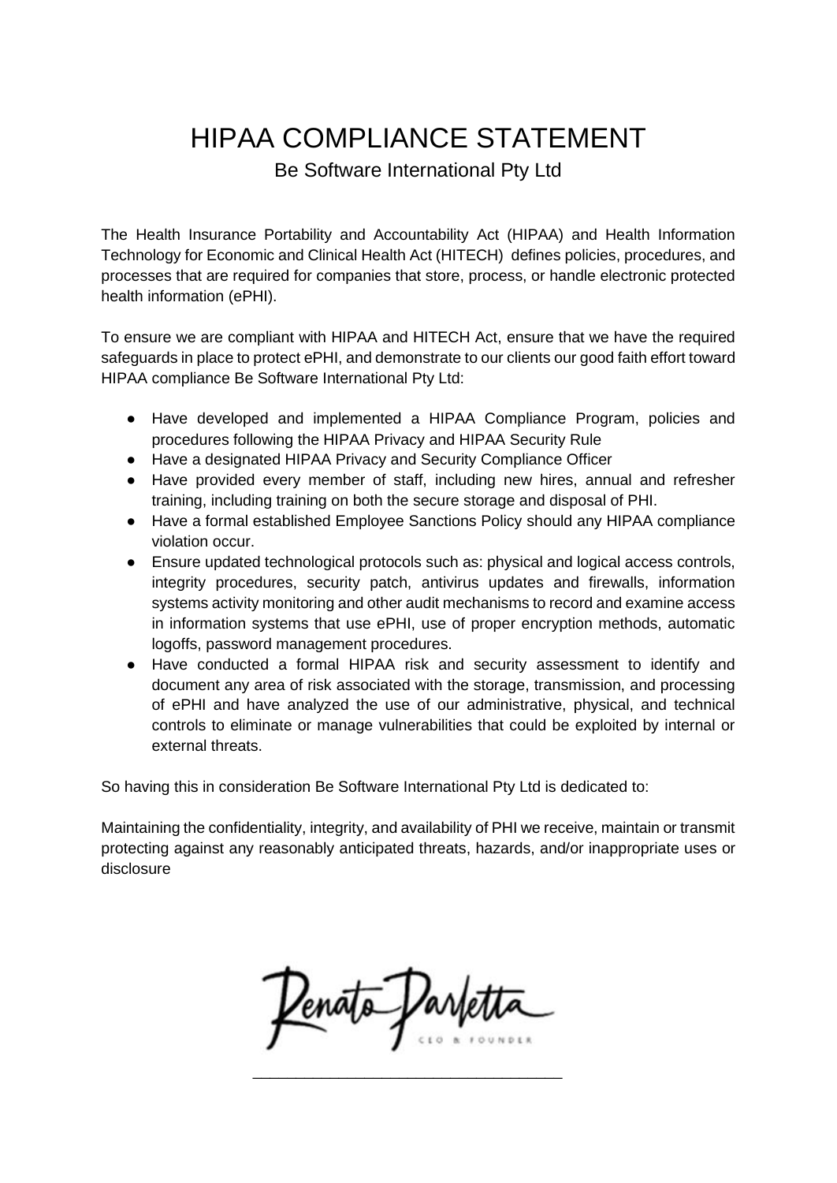# HIPAA COMPLIANCE STATEMENT

Be Software International Pty Ltd

The Health Insurance Portability and Accountability Act (HIPAA) and Health Information Technology for Economic and Clinical Health Act (HITECH) defines policies, procedures, and processes that are required for companies that store, process, or handle electronic protected health information (ePHI).

To ensure we are compliant with HIPAA and HITECH Act, ensure that we have the required safeguards in place to protect ePHI, and demonstrate to our clients our good faith effort toward HIPAA compliance Be Software International Pty Ltd:

- Have developed and implemented a HIPAA Compliance Program, policies and procedures following the HIPAA Privacy and HIPAA Security Rule
- Have a designated HIPAA Privacy and Security Compliance Officer
- Have provided every member of staff, including new hires, annual and refresher training, including training on both the secure storage and disposal of PHI.
- Have a formal established Employee Sanctions Policy should any HIPAA compliance violation occur.
- Ensure updated technological protocols such as: physical and logical access controls, integrity procedures, security patch, antivirus updates and firewalls, information systems activity monitoring and other audit mechanisms to record and examine access in information systems that use ePHI, use of proper encryption methods, automatic logoffs, password management procedures.
- Have conducted a formal HIPAA risk and security assessment to identify and document any area of risk associated with the storage, transmission, and processing of ePHI and have analyzed the use of our administrative, physical, and technical controls to eliminate or manage vulnerabilities that could be exploited by internal or external threats.

So having this in consideration Be Software International Pty Ltd is dedicated to:

Maintaining the confidentiality, integrity, and availability of PHI we receive, maintain or transmit protecting against any reasonably anticipated threats, hazards, and/or inappropriate uses or disclosure

Renato Parletta

CEO & FOUNDER

\_\_\_\_\_\_\_\_\_\_\_\_\_\_\_\_\_\_\_\_\_\_\_\_\_\_\_\_\_\_\_\_\_\_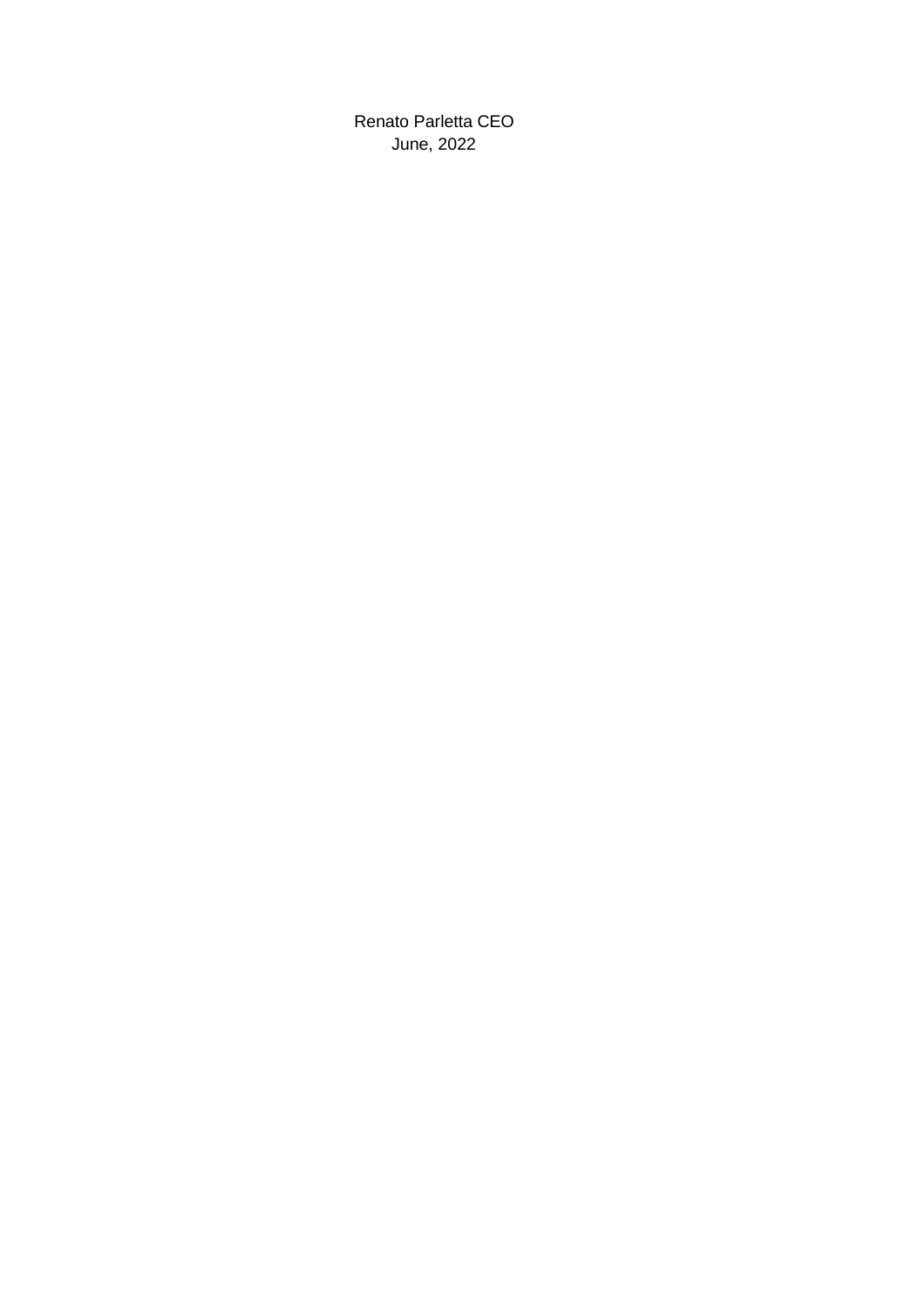Renato Parletta CEO
June, 2022